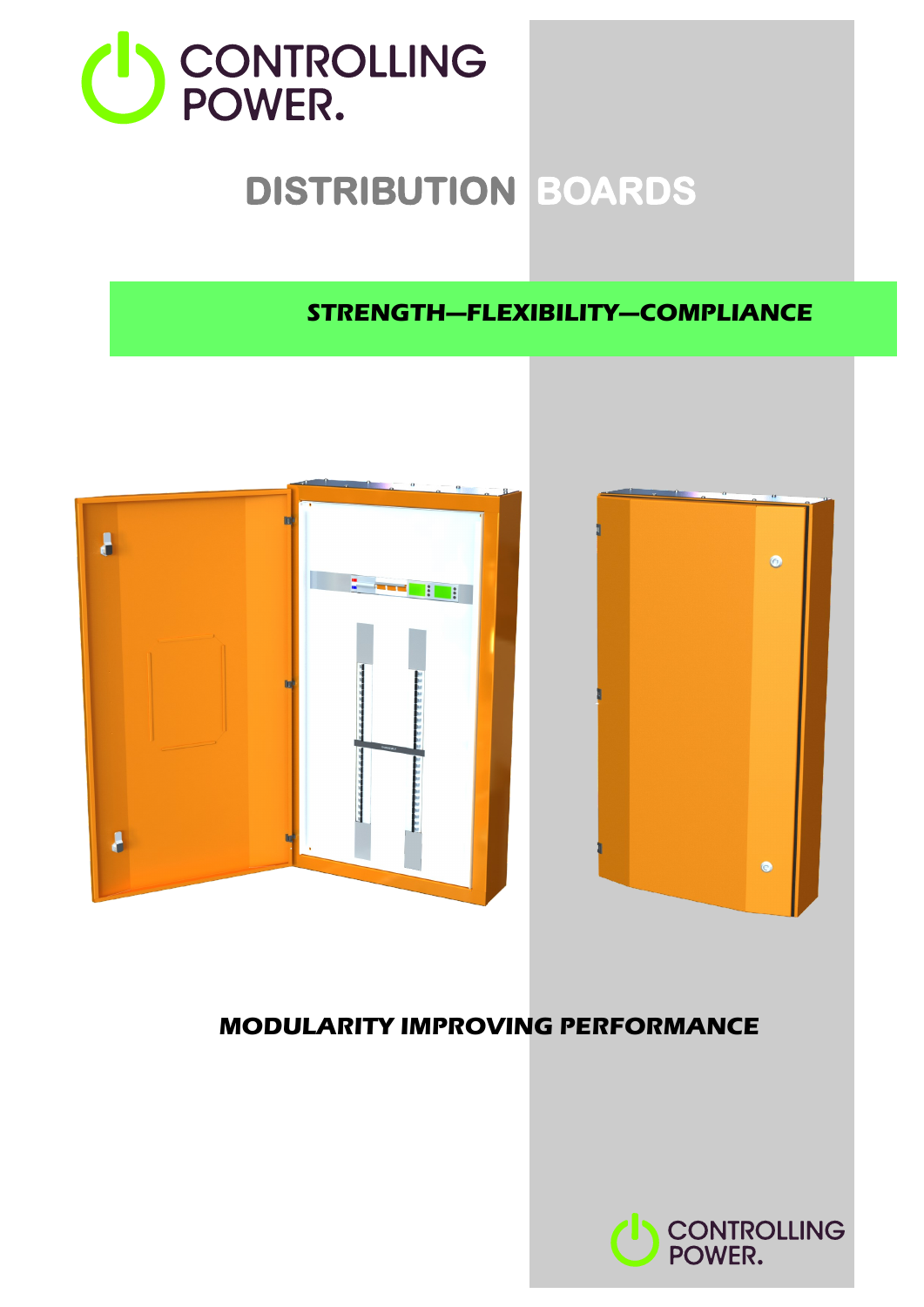CONTROLLING POWER.

# DISTRIBUTION BOARDS

***STRENGTH—FLEXIBILITY—COMPLIANCE***

**MODULARITY IMPROVING PERFORMANCE**

CONTROLLING POWER.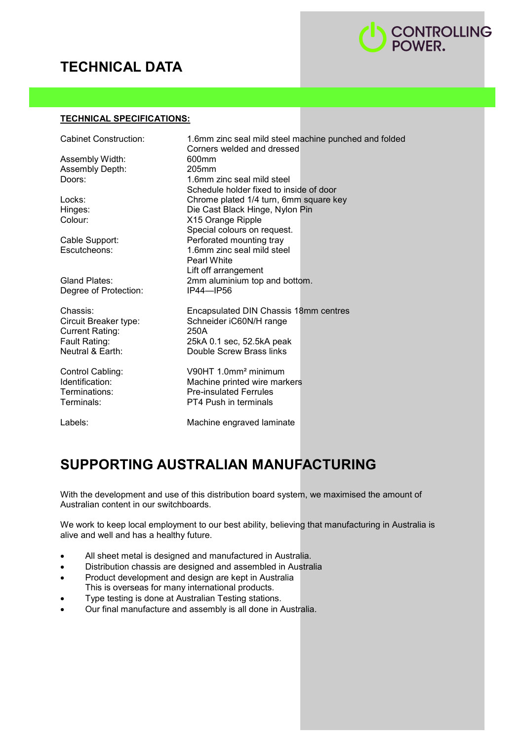# TECHNICAL DATA

## TECHNICAL SPECIFICATIONS:

| | |
|---|---|
| Cabinet Construction: | 1.6mm zinc seal mild steel machine punched and folded<br>Corners welded and dressed |
| Assembly Width: | 600mm |
| Assembly Depth: | 205mm |
| Doors: | 1.6mm zinc seal mild steel<br>Schedule holder fixed to inside of door |
| Locks: | Chrome plated 1/4 turn, 6mm square key |
| Hinges: | Die Cast Black Hinge, Nylon Pin |
| Colour: | X15 Orange Ripple<br>Special colours on request. |
| Cable Support: | Perforated mounting tray |
| Escutcheons: | 1.6mm zinc seal mild steel<br>Pearl White<br>Lift off arrangement |
| Gland Plates: | 2mm aluminium top and bottom. |
| Degree of Protection: | IP44—IP56 |
| Chassis: | Encapsulated DIN Chassis 18mm centres |
| Circuit Breaker type: | Schneider iC60N/H range |
| Current Rating: | 250A |
| Fault Rating: | 25kA 0.1 sec, 52.5kA peak |
| Neutral & Earth: | Double Screw Brass links |
| Control Cabling: | V90HT 1.0mm² minimum |
| Identification: | Machine printed wire markers |
| Terminations: | Pre-insulated Ferrules |
| Terminals: | PT4 Push in terminals |
| Labels: | Machine engraved laminate |

# SUPPORTING AUSTRALIAN MANUFACTURING

With the development and use of this distribution board system, we maximised the amount of Australian content in our switchboards.

We work to keep local employment to our best ability, believing that manufacturing in Australia is alive and well and has a healthy future.

- All sheet metal is designed and manufactured in Australia.
- Distribution chassis are designed and assembled in Australia
- Product development and design are kept in Australia
  This is overseas for many international products.
- Type testing is done at Australian Testing stations.
- Our final manufacture and assembly is all done in Australia.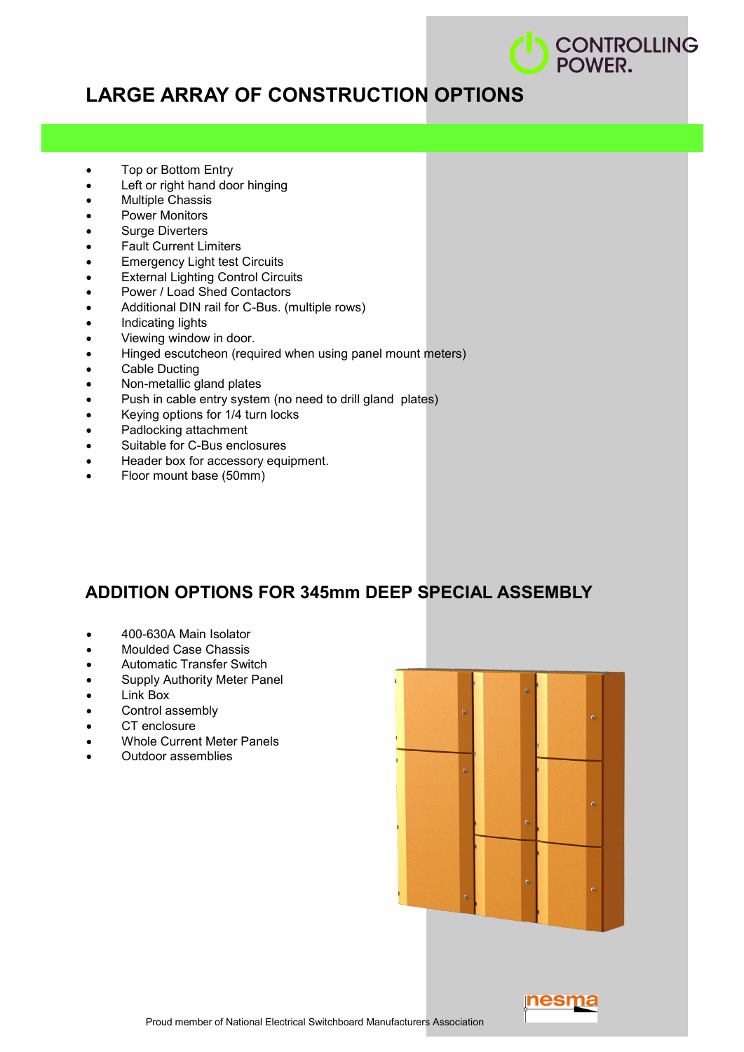CONTROLLING POWER.

# LARGE ARRAY OF CONSTRUCTION OPTIONS

- Top or Bottom Entry
- Left or right hand door hinging
- Multiple Chassis
- Power Monitors
- Surge Diverters
- Fault Current Limiters
- Emergency Light test Circuits
- External Lighting Control Circuits
- Power / Load Shed Contactors
- Additional DIN rail for C-Bus. (multiple rows)
- Indicating lights
- Viewing window in door.
- Hinged escutcheon (required when using panel mount meters)
- Cable Ducting
- Non-metallic gland plates
- Push in cable entry system (no need to drill gland plates)
- Keying options for 1/4 turn locks
- Padlocking attachment
- Suitable for C-Bus enclosures
- Header box for accessory equipment.
- Floor mount base (50mm)

# ADDITION OPTIONS FOR 345mm DEEP SPECIAL ASSEMBLY

- 400-630A Main Isolator
- Moulded Case Chassis
- Automatic Transfer Switch
- Supply Authority Meter Panel
- Link Box
- Control assembly
- CT enclosure
- Whole Current Meter Panels
- Outdoor assemblies

Proud member of National Electrical Switchboard Manufacturers Association